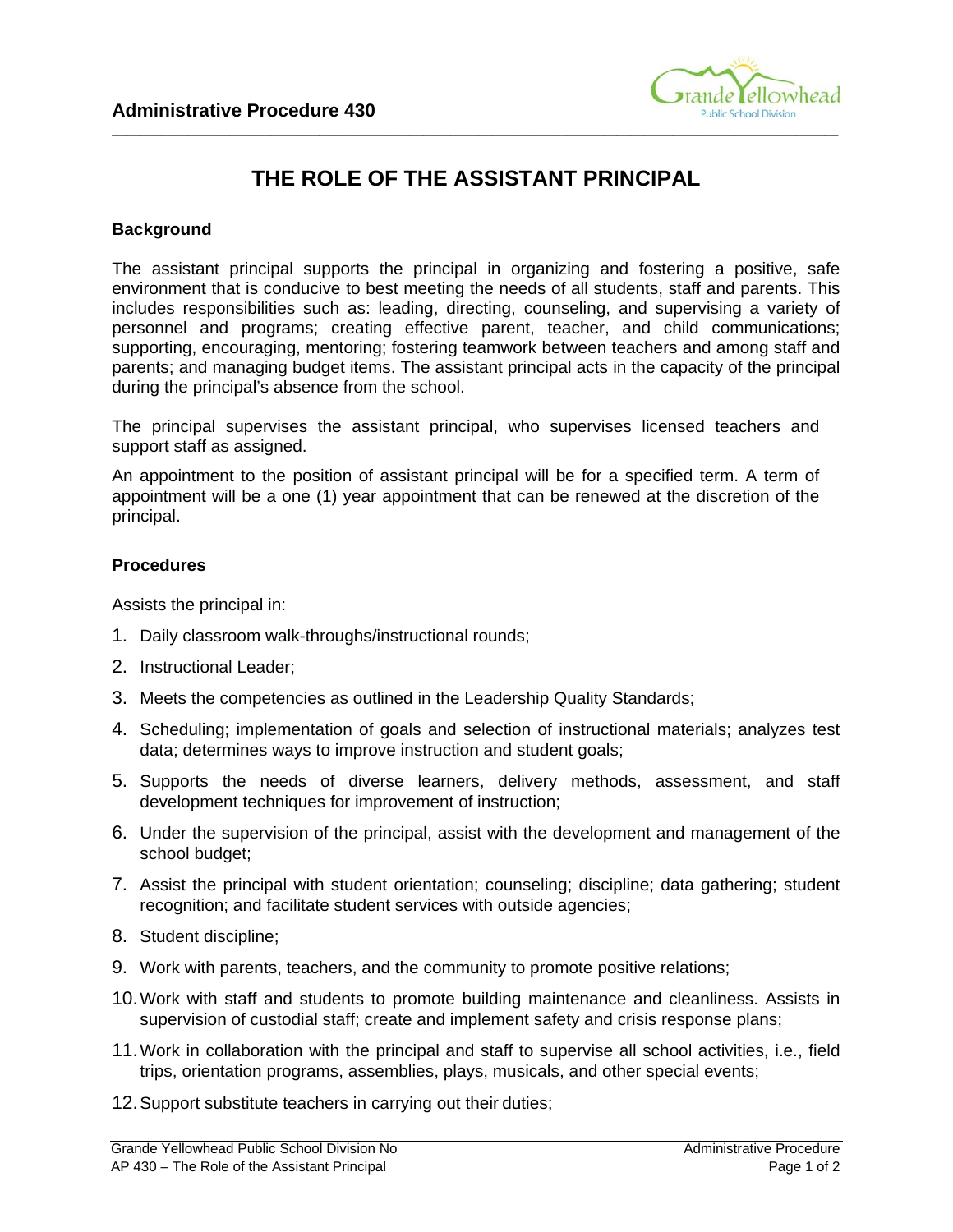# Administrative Procedure 430

## THE ROLE OF THE ASSISTANT PRINCIPAL

### Background

The assistant principal supports the principal in organizing and fostering a positive, safe environment that is conducive to best meeting the needs of all students, staff and parents. This includes responsibilities such as: leading, directing, counseling, and supervising a variety of personnel and programs; creating effective parent, teacher, and child communications; supporting, encouraging, mentoring; fostering teamwork between teachers and among staff and parents; and managing budget items. The assistant principal acts in the capacity of the principal during the principal's absence from the school.

The principal supervises the assistant principal, who supervises licensed teachers and support staff as assigned.

An appointment to the position of assistant principal will be for a specified term. A term of appointment will be a one (1) year appointment that can be renewed at the discretion of the principal.

### Procedures

Assists the principal in:

1. Daily classroom walk-throughs/instructional rounds;
2. Instructional Leader;
3. Meets the competencies as outlined in the Leadership Quality Standards;
4. Scheduling; implementation of goals and selection of instructional materials; analyzes test data; determines ways to improve instruction and student goals;
5. Supports the needs of diverse learners, delivery methods, assessment, and staff development techniques for improvement of instruction;
6. Under the supervision of the principal, assist with the development and management of the school budget;
7. Assist the principal with student orientation; counseling; discipline; data gathering; student recognition; and facilitate student services with outside agencies;
8. Student discipline;
9. Work with parents, teachers, and the community to promote positive relations;
10. Work with staff and students to promote building maintenance and cleanliness. Assists in supervision of custodial staff; create and implement safety and crisis response plans;
11. Work in collaboration with the principal and staff to supervise all school activities, i.e., field trips, orientation programs, assemblies, plays, musicals, and other special events;
12. Support substitute teachers in carrying out their duties;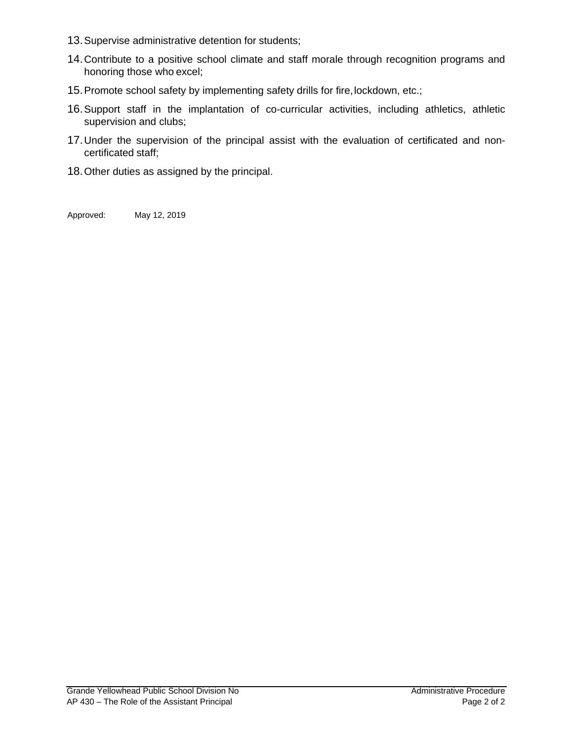13. Supervise administrative detention for students;
14. Contribute to a positive school climate and staff morale through recognition programs and honoring those who excel;
15. Promote school safety by implementing safety drills for fire, lockdown, etc.;
16. Support staff in the implantation of co-curricular activities, including athletics, athletic supervision and clubs;
17. Under the supervision of the principal assist with the evaluation of certificated and non-certificated staff;
18. Other duties as assigned by the principal.

Approved: May 12, 2019